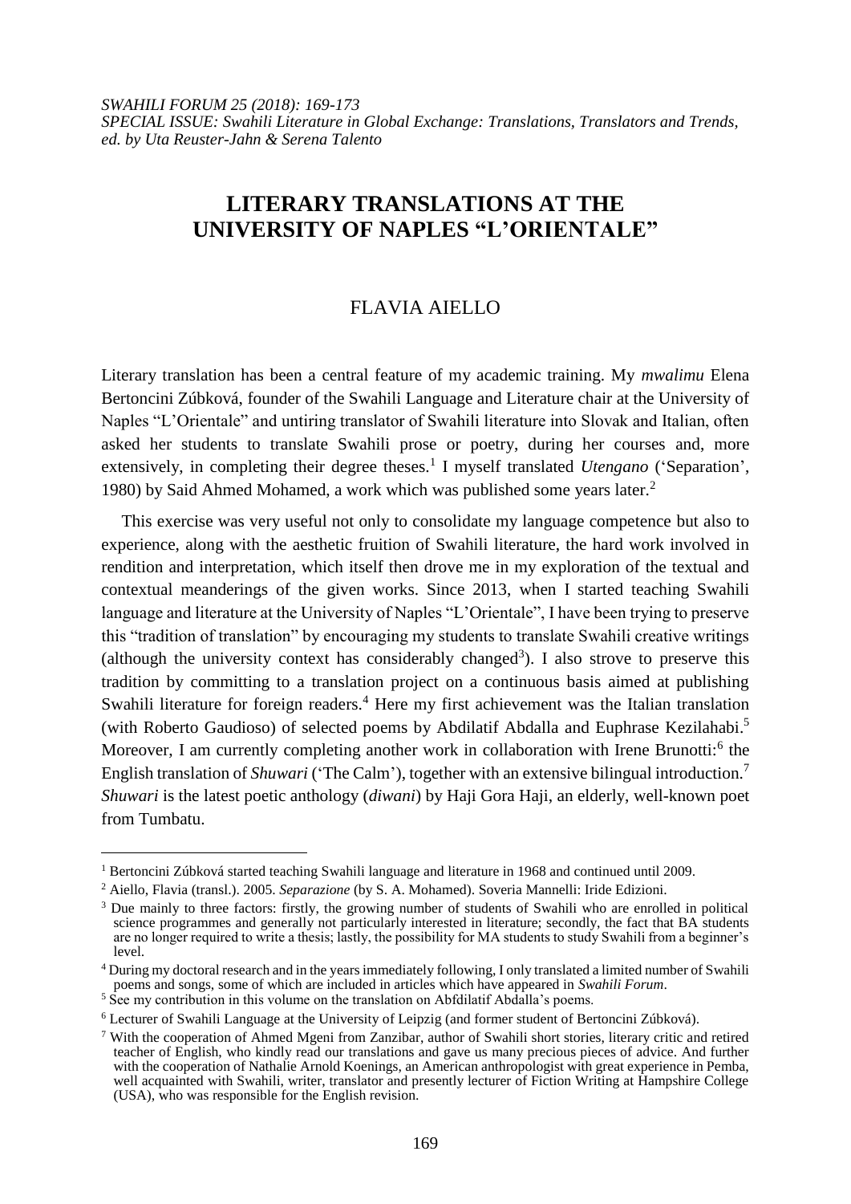*SWAHILI FORUM 25 (2018): 169-173*
*SPECIAL ISSUE: Swahili Literature in Global Exchange: Translations, Translators and Trends, ed. by Uta Reuster-Jahn & Serena Talento*

# LITERARY TRANSLATIONS AT THE UNIVERSITY OF NAPLES "L'ORIENTALE"

## FLAVIA AIELLO

Literary translation has been a central feature of my academic training. My *mwalimu* Elena Bertoncini Zúbková, founder of the Swahili Language and Literature chair at the University of Naples "L'Orientale" and untiring translator of Swahili literature into Slovak and Italian, often asked her students to translate Swahili prose or poetry, during her courses and, more extensively, in completing their degree theses.[1] I myself translated *Utengano* ('Separation', 1980) by Said Ahmed Mohamed, a work which was published some years later.[2]

This exercise was very useful not only to consolidate my language competence but also to experience, along with the aesthetic fruition of Swahili literature, the hard work involved in rendition and interpretation, which itself then drove me in my exploration of the textual and contextual meanderings of the given works. Since 2013, when I started teaching Swahili language and literature at the University of Naples "L'Orientale", I have been trying to preserve this "tradition of translation" by encouraging my students to translate Swahili creative writings (although the university context has considerably changed[3]). I also strove to preserve this tradition by committing to a translation project on a continuous basis aimed at publishing Swahili literature for foreign readers.[4] Here my first achievement was the Italian translation (with Roberto Gaudioso) of selected poems by Abdilatif Abdalla and Euphrase Kezilahabi.[5] Moreover, I am currently completing another work in collaboration with Irene Brunotti:[6] the English translation of *Shuwari* ('The Calm'), together with an extensive bilingual introduction.[7] *Shuwari* is the latest poetic anthology (*diwani*) by Haji Gora Haji, an elderly, well-known poet from Tumbatu.

---

[1] Bertoncini Zúbková started teaching Swahili language and literature in 1968 and continued until 2009.

[2] Aiello, Flavia (transl.). 2005. *Separazione* (by S. A. Mohamed). Soveria Mannelli: Iride Edizioni.

[3] Due mainly to three factors: firstly, the growing number of students of Swahili who are enrolled in political science programmes and generally not particularly interested in literature; secondly, the fact that BA students are no longer required to write a thesis; lastly, the possibility for MA students to study Swahili from a beginner's level.

[4] During my doctoral research and in the years immediately following, I only translated a limited number of Swahili poems and songs, some of which are included in articles which have appeared in *Swahili Forum*.

[5] See my contribution in this volume on the translation on Abfdilatif Abdalla's poems.

[6] Lecturer of Swahili Language at the University of Leipzig (and former student of Bertoncini Zúbková).

[7] With the cooperation of Ahmed Mgeni from Zanzibar, author of Swahili short stories, literary critic and retired teacher of English, who kindly read our translations and gave us many precious pieces of advice. And further with the cooperation of Nathalie Arnold Koenings, an American anthropologist with great experience in Pemba, well acquainted with Swahili, writer, translator and presently lecturer of Fiction Writing at Hampshire College (USA), who was responsible for the English revision.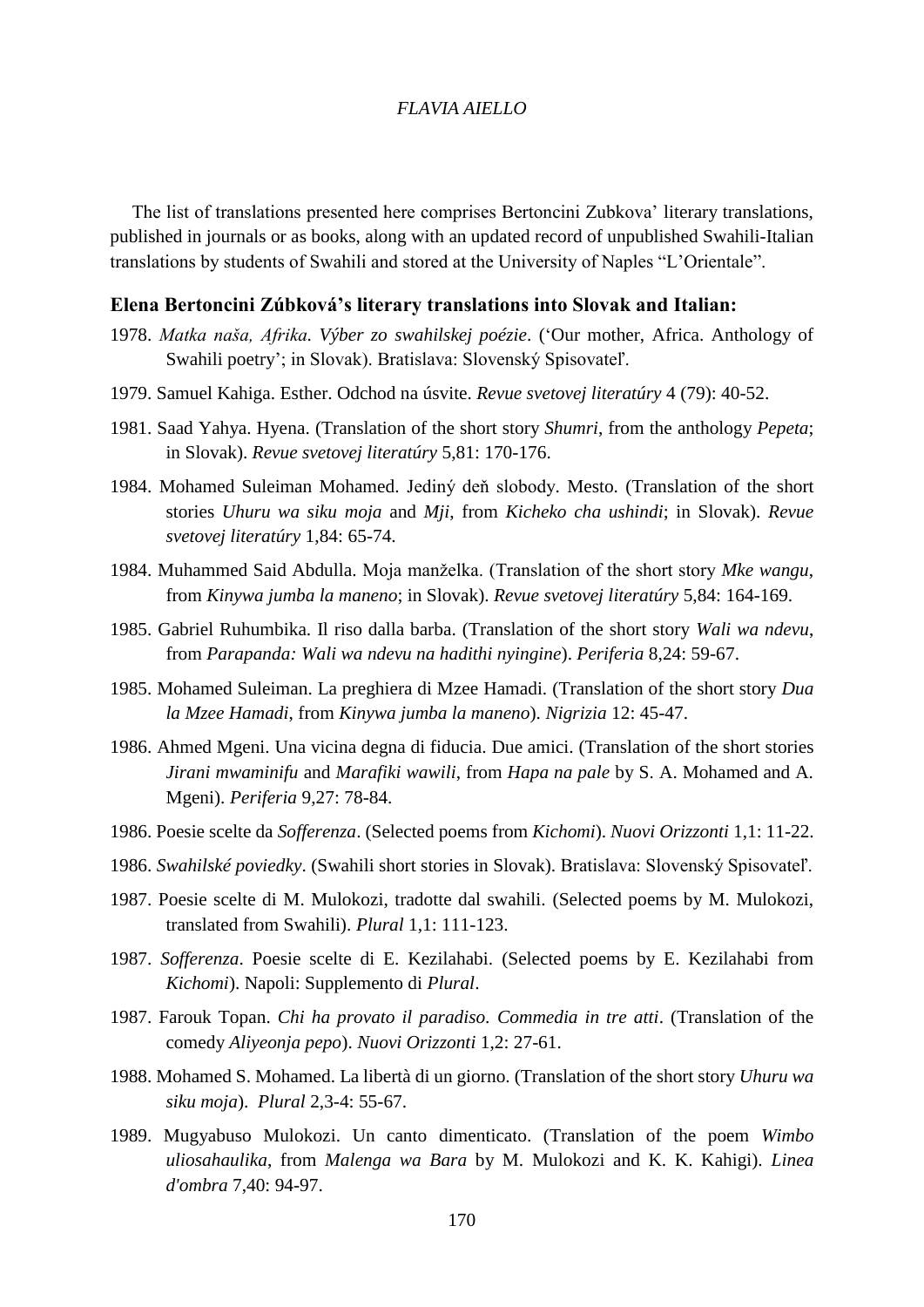The list of translations presented here comprises Bertoncini Zubkova' literary translations, published in journals or as books, along with an updated record of unpublished Swahili-Italian translations by students of Swahili and stored at the University of Naples "L'Orientale".

### Elena Bertoncini Zúbková's literary translations into Slovak and Italian:

1978. *Matka naša, Afrika. Výber zo swahilskej poézie*. ('Our mother, Africa. Anthology of Swahili poetry'; in Slovak). Bratislava: Slovenský Spisovateľ.

1979. Samuel Kahiga. Esther. Odchod na úsvite. *Revue svetovej literatúry* 4 (79): 40-52.

1981. Saad Yahya. Hyena. (Translation of the short story *Shumri*, from the anthology *Pepeta*; in Slovak). *Revue svetovej literatúry* 5,81: 170-176.

1984. Mohamed Suleiman Mohamed. Jediný deň slobody. Mesto. (Translation of the short stories *Uhuru wa siku moja* and *Mji*, from *Kicheko cha ushindi*; in Slovak). *Revue svetovej literatúry* 1,84: 65-74.

1984. Muhammed Said Abdulla. Moja manželka. (Translation of the short story *Mke wangu*, from *Kinywa jumba la maneno*; in Slovak). *Revue svetovej literatúry* 5,84: 164-169.

1985. Gabriel Ruhumbika. Il riso dalla barba. (Translation of the short story *Wali wa ndevu*, from *Parapanda: Wali wa ndevu na hadithi nyingine*). *Periferia* 8,24: 59-67.

1985. Mohamed Suleiman. La preghiera di Mzee Hamadi. (Translation of the short story *Dua la Mzee Hamadi*, from *Kinywa jumba la maneno*). *Nigrizia* 12: 45-47.

1986. Ahmed Mgeni. Una vicina degna di fiducia. Due amici. (Translation of the short stories *Jirani mwaminifu* and *Marafiki wawili*, from *Hapa na pale* by S. A. Mohamed and A. Mgeni). *Periferia* 9,27: 78-84.

1986. Poesie scelte da *Sofferenza*. (Selected poems from *Kichomi*). *Nuovi Orizzonti* 1,1: 11-22.

1986. *Swahilské poviedky*. (Swahili short stories in Slovak). Bratislava: Slovenský Spisovateľ.

1987. Poesie scelte di M. Mulokozi, tradotte dal swahili. (Selected poems by M. Mulokozi, translated from Swahili). *Plural* 1,1: 111-123.

1987. *Sofferenza*. Poesie scelte di E. Kezilahabi. (Selected poems by E. Kezilahabi from *Kichomi*). Napoli: Supplemento di *Plural*.

1987. Farouk Topan. *Chi ha provato il paradiso. Commedia in tre atti*. (Translation of the comedy *Aliyeonja pepo*). *Nuovi Orizzonti* 1,2: 27-61.

1988. Mohamed S. Mohamed. La libertà di un giorno. (Translation of the short story *Uhuru wa siku moja*). *Plural* 2,3-4: 55-67.

1989. Mugyabuso Mulokozi. Un canto dimenticato. (Translation of the poem *Wimbo uliosahaulika*, from *Malenga wa Bara* by M. Mulokozi and K. K. Kahigi). *Linea d'ombra* 7,40: 94-97.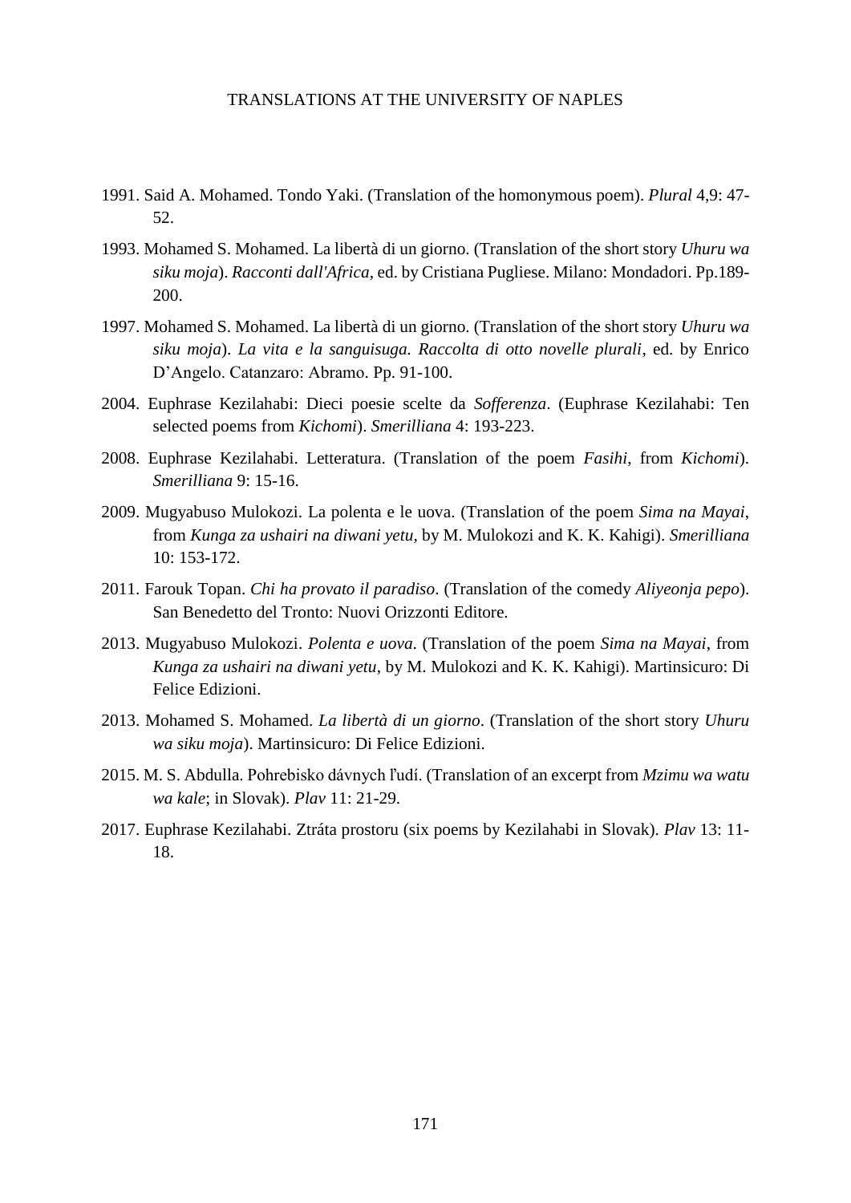# TRANSLATIONS AT THE UNIVERSITY OF NAPLES

1991. Said A. Mohamed. Tondo Yaki. (Translation of the homonymous poem). *Plural* 4,9: 47-52.

1993. Mohamed S. Mohamed. La libertà di un giorno. (Translation of the short story *Uhuru wa siku moja*). *Racconti dall'Africa*, ed. by Cristiana Pugliese. Milano: Mondadori. Pp.189-200.

1997. Mohamed S. Mohamed. La libertà di un giorno. (Translation of the short story *Uhuru wa siku moja*). *La vita e la sanguisuga. Raccolta di otto novelle plurali*, ed. by Enrico D'Angelo. Catanzaro: Abramo. Pp. 91-100.

2004. Euphrase Kezilahabi: Dieci poesie scelte da *Sofferenza*. (Euphrase Kezilahabi: Ten selected poems from *Kichomi*). *Smerilliana* 4: 193-223.

2008. Euphrase Kezilahabi. Letteratura. (Translation of the poem *Fasihi*, from *Kichomi*). *Smerilliana* 9: 15-16.

2009. Mugyabuso Mulokozi. La polenta e le uova. (Translation of the poem *Sima na Mayai*, from *Kunga za ushairi na diwani yetu*, by M. Mulokozi and K. K. Kahigi). *Smerilliana* 10: 153-172.

2011. Farouk Topan. *Chi ha provato il paradiso*. (Translation of the comedy *Aliyeonja pepo*). San Benedetto del Tronto: Nuovi Orizzonti Editore.

2013. Mugyabuso Mulokozi. *Polenta e uova*. (Translation of the poem *Sima na Mayai*, from *Kunga za ushairi na diwani yetu*, by M. Mulokozi and K. K. Kahigi). Martinsicuro: Di Felice Edizioni.

2013. Mohamed S. Mohamed. *La libertà di un giorno*. (Translation of the short story *Uhuru wa siku moja*). Martinsicuro: Di Felice Edizioni.

2015. M. S. Abdulla. Pohrebisko dávnych ľudí. (Translation of an excerpt from *Mzimu wa watu wa kale*; in Slovak). *Plav* 11: 21-29.

2017. Euphrase Kezilahabi. Ztráta prostoru (six poems by Kezilahabi in Slovak). *Plav* 13: 11-18.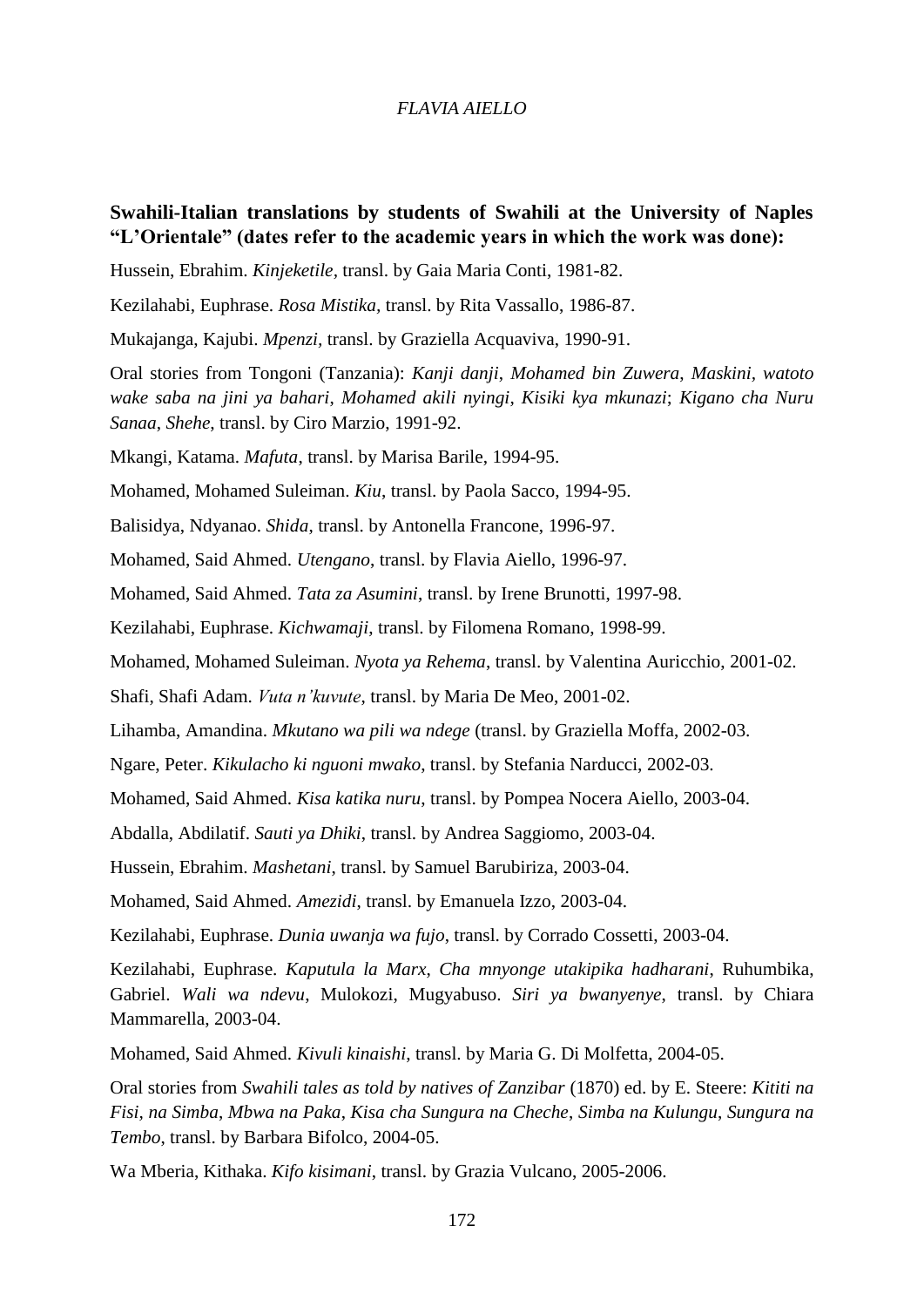**Swahili-Italian translations by students of Swahili at the University of Naples "L'Orientale" (dates refer to the academic years in which the work was done):**

Hussein, Ebrahim. *Kinjeketile*, transl. by Gaia Maria Conti, 1981-82.

Kezilahabi, Euphrase. *Rosa Mistika*, transl. by Rita Vassallo, 1986-87.

Mukajanga, Kajubi. *Mpenzi*, transl. by Graziella Acquaviva, 1990-91.

Oral stories from Tongoni (Tanzania): *Kanji danji*, *Mohamed bin Zuwera*, *Maskini, watoto wake saba na jini ya bahari*, *Mohamed akili nyingi*, *Kisiki kya mkunazi*; *Kigano cha Nuru Sanaa*, *Shehe*, transl. by Ciro Marzio, 1991-92.

Mkangi, Katama. *Mafuta*, transl. by Marisa Barile, 1994-95.

Mohamed, Mohamed Suleiman. *Kiu*, transl. by Paola Sacco, 1994-95.

Balisidya, Ndyanao. *Shida*, transl. by Antonella Francone, 1996-97.

Mohamed, Said Ahmed. *Utengano*, transl. by Flavia Aiello, 1996-97.

Mohamed, Said Ahmed. *Tata za Asumini*, transl. by Irene Brunotti, 1997-98.

Kezilahabi, Euphrase. *Kichwamaji*, transl. by Filomena Romano, 1998-99.

Mohamed, Mohamed Suleiman. *Nyota ya Rehema*, transl. by Valentina Auricchio, 2001-02.

Shafi, Shafi Adam. *Vuta n'kuvute*, transl. by Maria De Meo, 2001-02.

Lihamba, Amandina. *Mkutano wa pili wa ndege* (transl. by Graziella Moffa, 2002-03.

Ngare, Peter. *Kikulacho ki nguoni mwako*, transl. by Stefania Narducci, 2002-03.

Mohamed, Said Ahmed. *Kisa katika nuru*, transl. by Pompea Nocera Aiello, 2003-04.

Abdalla, Abdilatif. *Sauti ya Dhiki*, transl. by Andrea Saggiomo, 2003-04.

Hussein, Ebrahim. *Mashetani*, transl. by Samuel Barubiriza, 2003-04.

Mohamed, Said Ahmed. *Amezidi*, transl. by Emanuela Izzo, 2003-04.

Kezilahabi, Euphrase. *Dunia uwanja wa fujo*, transl. by Corrado Cossetti, 2003-04.

Kezilahabi, Euphrase. *Kaputula la Marx*, *Cha mnyonge utakipika hadharani*, Ruhumbika, Gabriel. *Wali wa ndevu*, Mulokozi, Mugyabuso. *Siri ya bwanyenye*, transl. by Chiara Mammarella, 2003-04.

Mohamed, Said Ahmed. *Kivuli kinaishi*, transl. by Maria G. Di Molfetta, 2004-05.

Oral stories from *Swahili tales as told by natives of Zanzibar* (1870) ed. by E. Steere: *Kititi na Fisi, na Simba*, *Mbwa na Paka*, *Kisa cha Sungura na Cheche*, *Simba na Kulungu*, *Sungura na Tembo*, transl. by Barbara Bifolco, 2004-05.

Wa Mberia, Kithaka. *Kifo kisimani*, transl. by Grazia Vulcano, 2005-2006.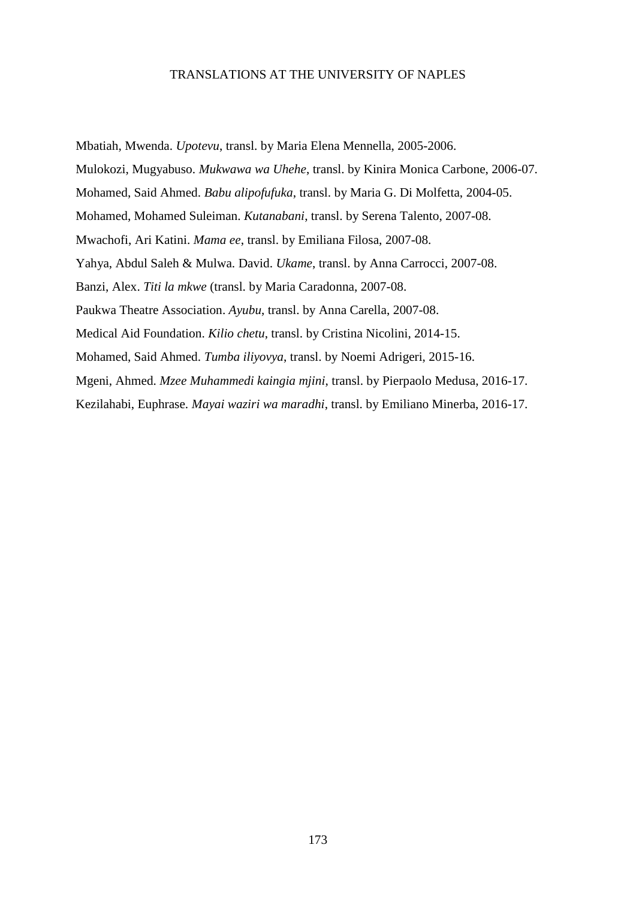TRANSLATIONS AT THE UNIVERSITY OF NAPLES

Mbatiah, Mwenda. *Upotevu*, transl. by Maria Elena Mennella, 2005-2006.

Mulokozi, Mugyabuso. *Mukwawa wa Uhehe*, transl. by Kinira Monica Carbone, 2006-07.

Mohamed, Said Ahmed. *Babu alipofufuka*, transl. by Maria G. Di Molfetta, 2004-05.

Mohamed, Mohamed Suleiman. *Kutanabani*, transl. by Serena Talento, 2007-08.

Mwachofi, Ari Katini. *Mama ee*, transl. by Emiliana Filosa, 2007-08.

Yahya, Abdul Saleh & Mulwa. David. *Ukame*, transl. by Anna Carrocci, 2007-08.

Banzi, Alex. *Titi la mkwe* (transl. by Maria Caradonna, 2007-08.

Paukwa Theatre Association. *Ayubu*, transl. by Anna Carella, 2007-08.

Medical Aid Foundation. *Kilio chetu*, transl. by Cristina Nicolini, 2014-15.

Mohamed, Said Ahmed. *Tumba iliyovya*, transl. by Noemi Adrigeri, 2015-16.

Mgeni, Ahmed. *Mzee Muhammedi kaingia mjini*, transl. by Pierpaolo Medusa, 2016-17.

Kezilahabi, Euphrase. *Mayai waziri wa maradhi*, transl. by Emiliano Minerba, 2016-17.